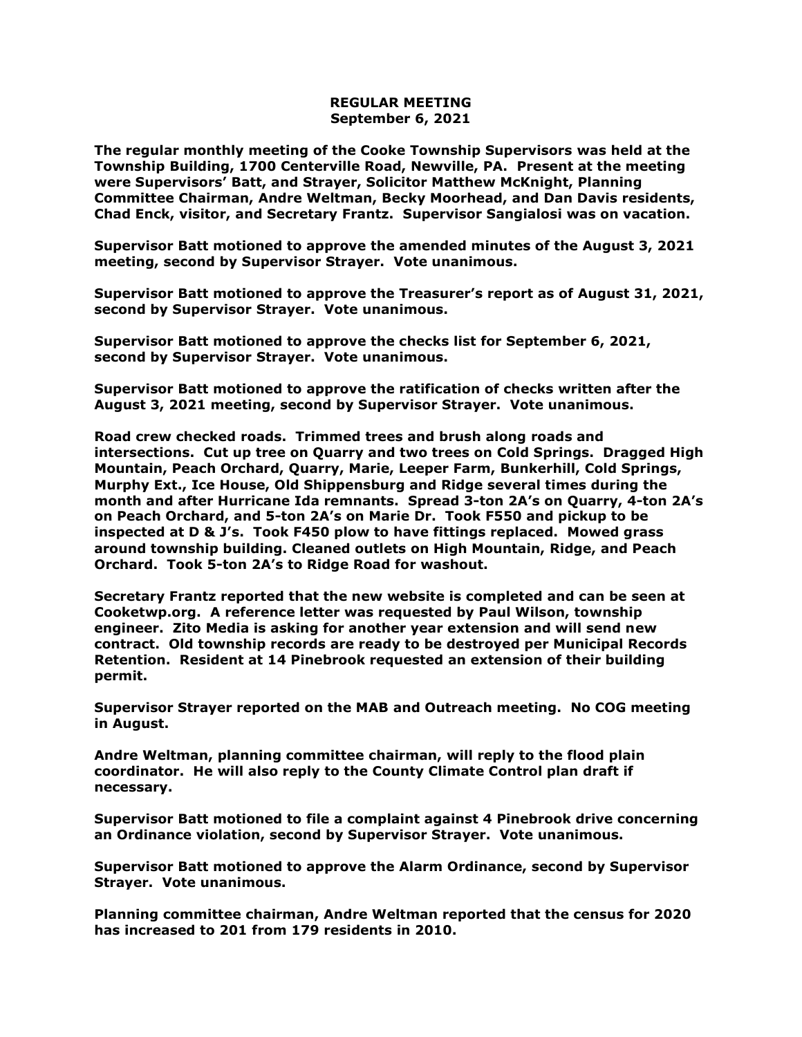# REGULAR MEETING
## September 6, 2021

**The regular monthly meeting of the Cooke Township Supervisors was held at the Township Building, 1700 Centerville Road, Newville, PA. Present at the meeting were Supervisors' Batt, and Strayer, Solicitor Matthew McKnight, Planning Committee Chairman, Andre Weltman, Becky Moorhead, and Dan Davis residents, Chad Enck, visitor, and Secretary Frantz. Supervisor Sangialosi was on vacation.**

**Supervisor Batt motioned to approve the amended minutes of the August 3, 2021 meeting, second by Supervisor Strayer. Vote unanimous.**

**Supervisor Batt motioned to approve the Treasurer's report as of August 31, 2021, second by Supervisor Strayer. Vote unanimous.**

**Supervisor Batt motioned to approve the checks list for September 6, 2021, second by Supervisor Strayer. Vote unanimous.**

**Supervisor Batt motioned to approve the ratification of checks written after the August 3, 2021 meeting, second by Supervisor Strayer. Vote unanimous.**

**Road crew checked roads. Trimmed trees and brush along roads and intersections. Cut up tree on Quarry and two trees on Cold Springs. Dragged High Mountain, Peach Orchard, Quarry, Marie, Leeper Farm, Bunkerhill, Cold Springs, Murphy Ext., Ice House, Old Shippensburg and Ridge several times during the month and after Hurricane Ida remnants. Spread 3-ton 2A's on Quarry, 4-ton 2A's on Peach Orchard, and 5-ton 2A's on Marie Dr. Took F550 and pickup to be inspected at D & J's. Took F450 plow to have fittings replaced. Mowed grass around township building. Cleaned outlets on High Mountain, Ridge, and Peach Orchard. Took 5-ton 2A's to Ridge Road for washout.**

**Secretary Frantz reported that the new website is completed and can be seen at Cooketwp.org. A reference letter was requested by Paul Wilson, township engineer. Zito Media is asking for another year extension and will send new contract. Old township records are ready to be destroyed per Municipal Records Retention. Resident at 14 Pinebrook requested an extension of their building permit.**

**Supervisor Strayer reported on the MAB and Outreach meeting. No COG meeting in August.**

**Andre Weltman, planning committee chairman, will reply to the flood plain coordinator. He will also reply to the County Climate Control plan draft if necessary.**

**Supervisor Batt motioned to file a complaint against 4 Pinebrook drive concerning an Ordinance violation, second by Supervisor Strayer. Vote unanimous.**

**Supervisor Batt motioned to approve the Alarm Ordinance, second by Supervisor Strayer. Vote unanimous.**

**Planning committee chairman, Andre Weltman reported that the census for 2020 has increased to 201 from 179 residents in 2010.**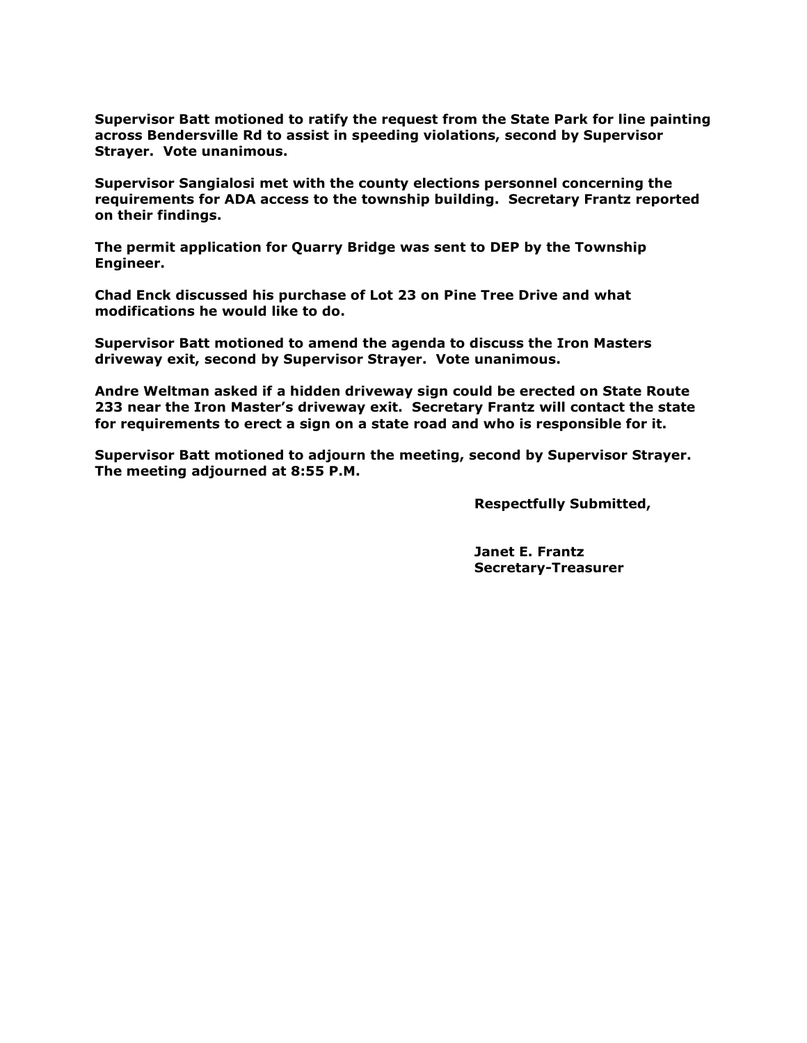**Supervisor Batt motioned to ratify the request from the State Park for line painting across Bendersville Rd to assist in speeding violations, second by Supervisor Strayer. Vote unanimous.**

**Supervisor Sangialosi met with the county elections personnel concerning the requirements for ADA access to the township building. Secretary Frantz reported on their findings.**

**The permit application for Quarry Bridge was sent to DEP by the Township Engineer.**

**Chad Enck discussed his purchase of Lot 23 on Pine Tree Drive and what modifications he would like to do.**

**Supervisor Batt motioned to amend the agenda to discuss the Iron Masters driveway exit, second by Supervisor Strayer. Vote unanimous.**

**Andre Weltman asked if a hidden driveway sign could be erected on State Route 233 near the Iron Master's driveway exit. Secretary Frantz will contact the state for requirements to erect a sign on a state road and who is responsible for it.**

**Supervisor Batt motioned to adjourn the meeting, second by Supervisor Strayer. The meeting adjourned at 8:55 P.M.**

**Respectfully Submitted,**

**Janet E. Frantz**
**Secretary-Treasurer**